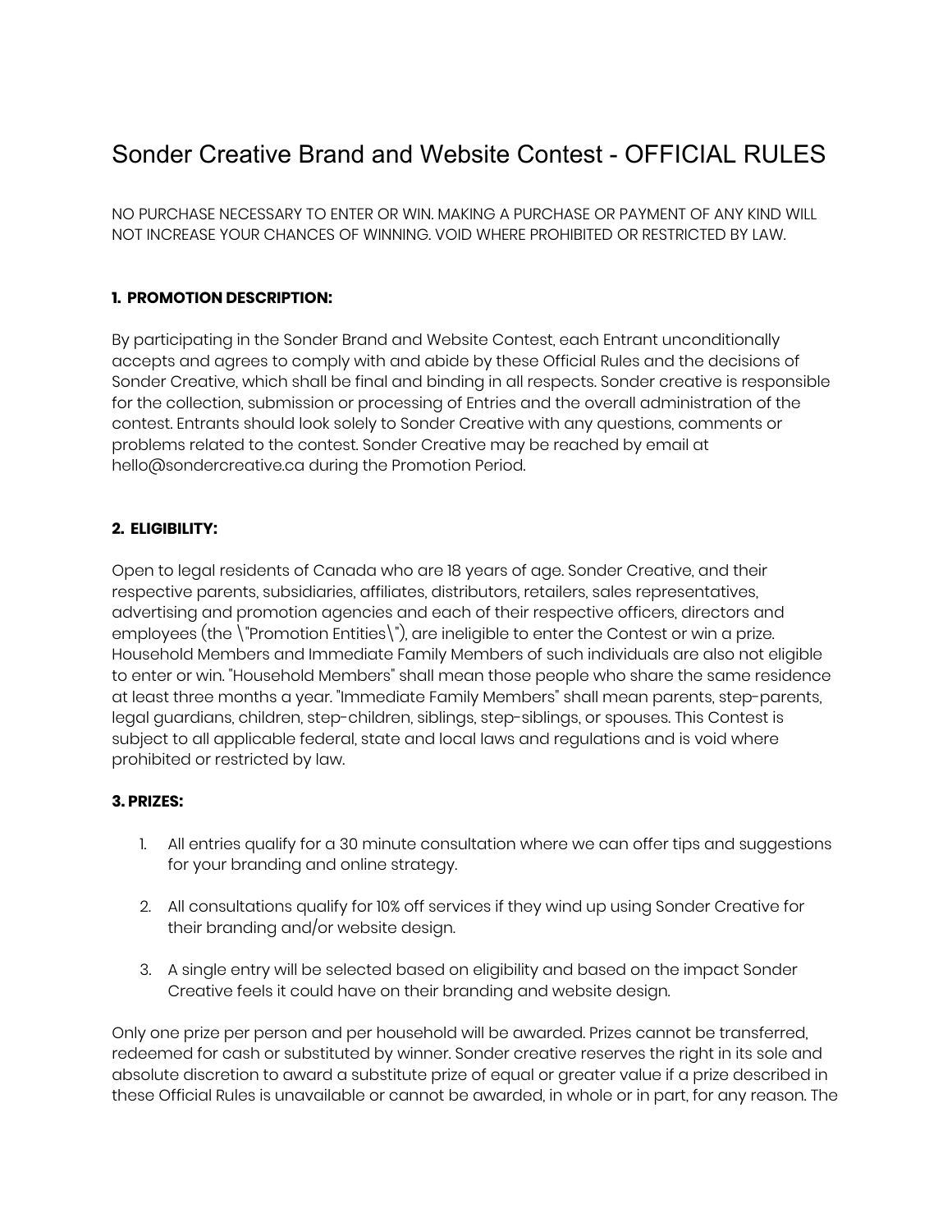# Sonder Creative Brand and Website Contest - OFFICIAL RULES

NO PURCHASE NECESSARY TO ENTER OR WIN. MAKING A PURCHASE OR PAYMENT OF ANY KIND WILL NOT INCREASE YOUR CHANCES OF WINNING. VOID WHERE PROHIBITED OR RESTRICTED BY LAW.

**1. PROMOTION DESCRIPTION:**

By participating in the Sonder Brand and Website Contest, each Entrant unconditionally accepts and agrees to comply with and abide by these Official Rules and the decisions of Sonder Creative, which shall be final and binding in all respects. Sonder creative is responsible for the collection, submission or processing of Entries and the overall administration of the contest. Entrants should look solely to Sonder Creative with any questions, comments or problems related to the contest. Sonder Creative may be reached by email at hello@sondercreative.ca during the Promotion Period.

**2. ELIGIBILITY:**

Open to legal residents of Canada who are 18 years of age. Sonder Creative, and their respective parents, subsidiaries, affiliates, distributors, retailers, sales representatives, advertising and promotion agencies and each of their respective officers, directors and employees (the \"Promotion Entities\"), are ineligible to enter the Contest or win a prize. Household Members and Immediate Family Members of such individuals are also not eligible to enter or win. "Household Members" shall mean those people who share the same residence at least three months a year. "Immediate Family Members" shall mean parents, step-parents, legal guardians, children, step-children, siblings, step-siblings, or spouses. This Contest is subject to all applicable federal, state and local laws and regulations and is void where prohibited or restricted by law.

**3. PRIZES:**

1. All entries qualify for a 30 minute consultation where we can offer tips and suggestions for your branding and online strategy.

2. All consultations qualify for 10% off services if they wind up using Sonder Creative for their branding and/or website design.

3. A single entry will be selected based on eligibility and based on the impact Sonder Creative feels it could have on their branding and website design.

Only one prize per person and per household will be awarded. Prizes cannot be transferred, redeemed for cash or substituted by winner. Sonder creative reserves the right in its sole and absolute discretion to award a substitute prize of equal or greater value if a prize described in these Official Rules is unavailable or cannot be awarded, in whole or in part, for any reason. The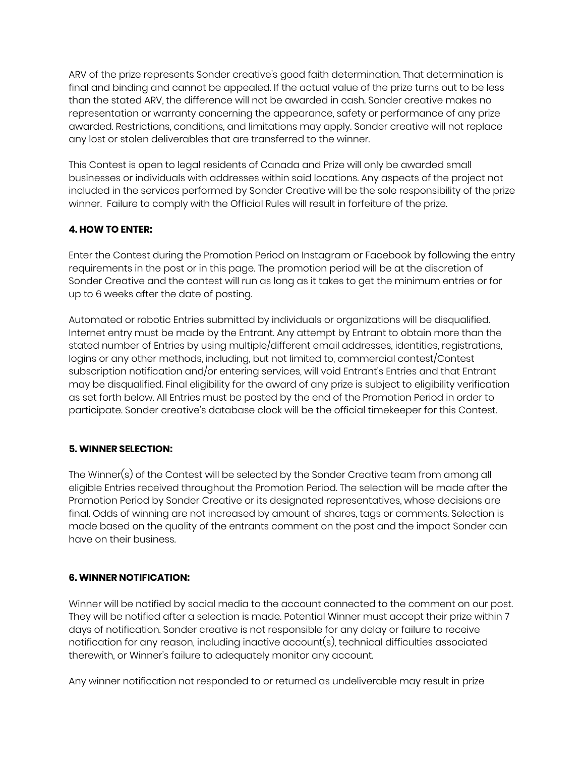ARV of the prize represents Sonder creative's good faith determination. That determination is final and binding and cannot be appealed. If the actual value of the prize turns out to be less than the stated ARV, the difference will not be awarded in cash. Sonder creative makes no representation or warranty concerning the appearance, safety or performance of any prize awarded. Restrictions, conditions, and limitations may apply. Sonder creative will not replace any lost or stolen deliverables that are transferred to the winner.

This Contest is open to legal residents of Canada and Prize will only be awarded small businesses or individuals with addresses within said locations. Any aspects of the project not included in the services performed by Sonder Creative will be the sole responsibility of the prize winner. Failure to comply with the Official Rules will result in forfeiture of the prize.

**4. HOW TO ENTER:**

Enter the Contest during the Promotion Period on Instagram or Facebook by following the entry requirements in the post or in this page. The promotion period will be at the discretion of Sonder Creative and the contest will run as long as it takes to get the minimum entries or for up to 6 weeks after the date of posting.

Automated or robotic Entries submitted by individuals or organizations will be disqualified. Internet entry must be made by the Entrant. Any attempt by Entrant to obtain more than the stated number of Entries by using multiple/different email addresses, identities, registrations, logins or any other methods, including, but not limited to, commercial contest/Contest subscription notification and/or entering services, will void Entrant's Entries and that Entrant may be disqualified. Final eligibility for the award of any prize is subject to eligibility verification as set forth below. All Entries must be posted by the end of the Promotion Period in order to participate. Sonder creative's database clock will be the official timekeeper for this Contest.

**5. WINNER SELECTION:**

The Winner(s) of the Contest will be selected by the Sonder Creative team from among all eligible Entries received throughout the Promotion Period. The selection will be made after the Promotion Period by Sonder Creative or its designated representatives, whose decisions are final. Odds of winning are not increased by amount of shares, tags or comments. Selection is made based on the quality of the entrants comment on the post and the impact Sonder can have on their business.

**6. WINNER NOTIFICATION:**

Winner will be notified by social media to the account connected to the comment on our post. They will be notified after a selection is made. Potential Winner must accept their prize within 7 days of notification. Sonder creative is not responsible for any delay or failure to receive notification for any reason, including inactive account(s), technical difficulties associated therewith, or Winner's failure to adequately monitor any account.

Any winner notification not responded to or returned as undeliverable may result in prize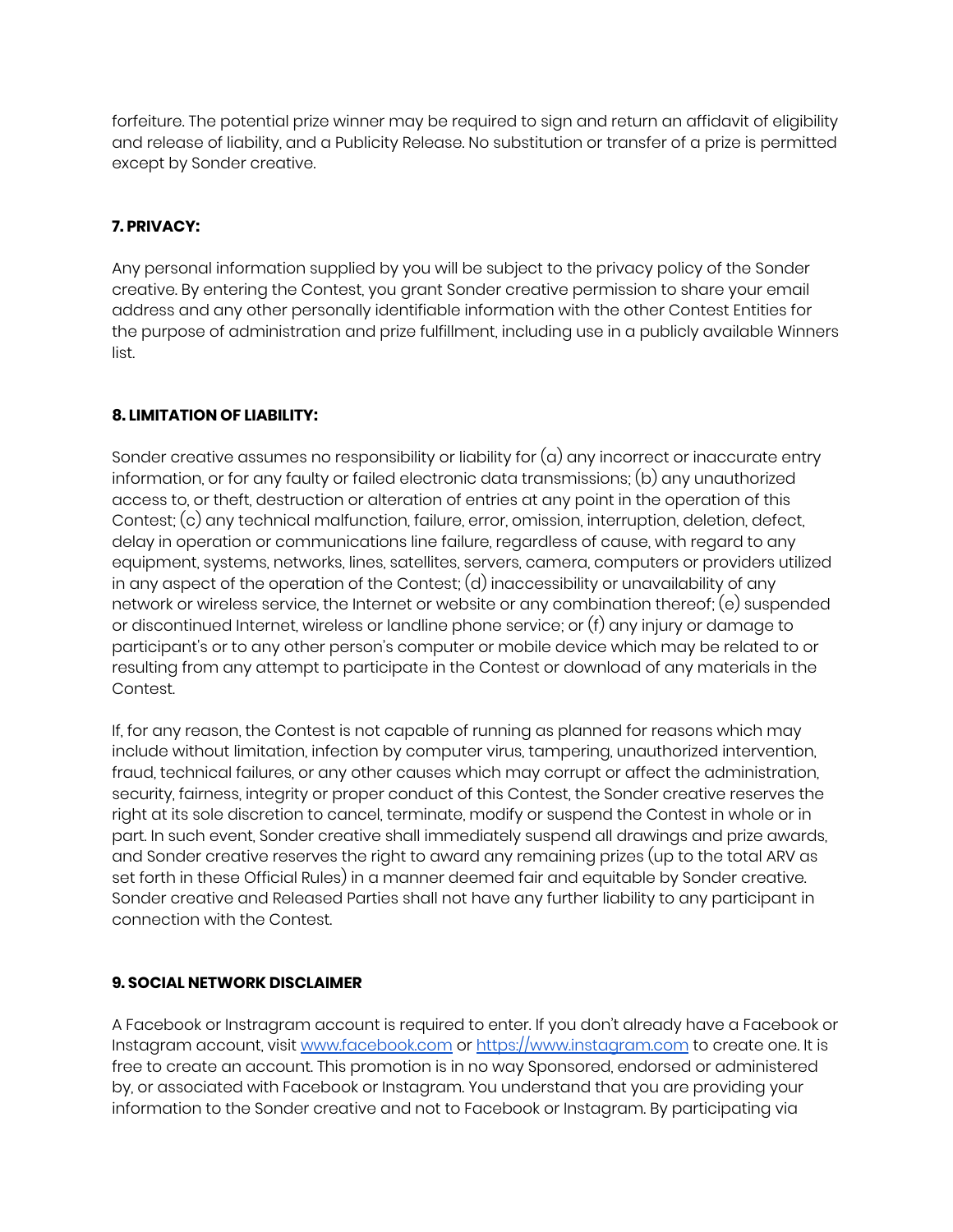forfeiture. The potential prize winner may be required to sign and return an affidavit of eligibility and release of liability, and a Publicity Release. No substitution or transfer of a prize is permitted except by Sonder creative.

**7. PRIVACY:**

Any personal information supplied by you will be subject to the privacy policy of the Sonder creative. By entering the Contest, you grant Sonder creative permission to share your email address and any other personally identifiable information with the other Contest Entities for the purpose of administration and prize fulfillment, including use in a publicly available Winners list.

**8. LIMITATION OF LIABILITY:**

Sonder creative assumes no responsibility or liability for (a) any incorrect or inaccurate entry information, or for any faulty or failed electronic data transmissions; (b) any unauthorized access to, or theft, destruction or alteration of entries at any point in the operation of this Contest; (c) any technical malfunction, failure, error, omission, interruption, deletion, defect, delay in operation or communications line failure, regardless of cause, with regard to any equipment, systems, networks, lines, satellites, servers, camera, computers or providers utilized in any aspect of the operation of the Contest; (d) inaccessibility or unavailability of any network or wireless service, the Internet or website or any combination thereof; (e) suspended or discontinued Internet, wireless or landline phone service; or (f) any injury or damage to participant's or to any other person's computer or mobile device which may be related to or resulting from any attempt to participate in the Contest or download of any materials in the Contest.

If, for any reason, the Contest is not capable of running as planned for reasons which may include without limitation, infection by computer virus, tampering, unauthorized intervention, fraud, technical failures, or any other causes which may corrupt or affect the administration, security, fairness, integrity or proper conduct of this Contest, the Sonder creative reserves the right at its sole discretion to cancel, terminate, modify or suspend the Contest in whole or in part. In such event, Sonder creative shall immediately suspend all drawings and prize awards, and Sonder creative reserves the right to award any remaining prizes (up to the total ARV as set forth in these Official Rules) in a manner deemed fair and equitable by Sonder creative. Sonder creative and Released Parties shall not have any further liability to any participant in connection with the Contest.

**9. SOCIAL NETWORK DISCLAIMER**

A Facebook or Instragram account is required to enter. If you don't already have a Facebook or Instagram account, visit [www.facebook.com](http://www.facebook.com) or [https://www.instagram.com](https://www.instagram.com) to create one. It is free to create an account. This promotion is in no way Sponsored, endorsed or administered by, or associated with Facebook or Instagram. You understand that you are providing your information to the Sonder creative and not to Facebook or Instagram. By participating via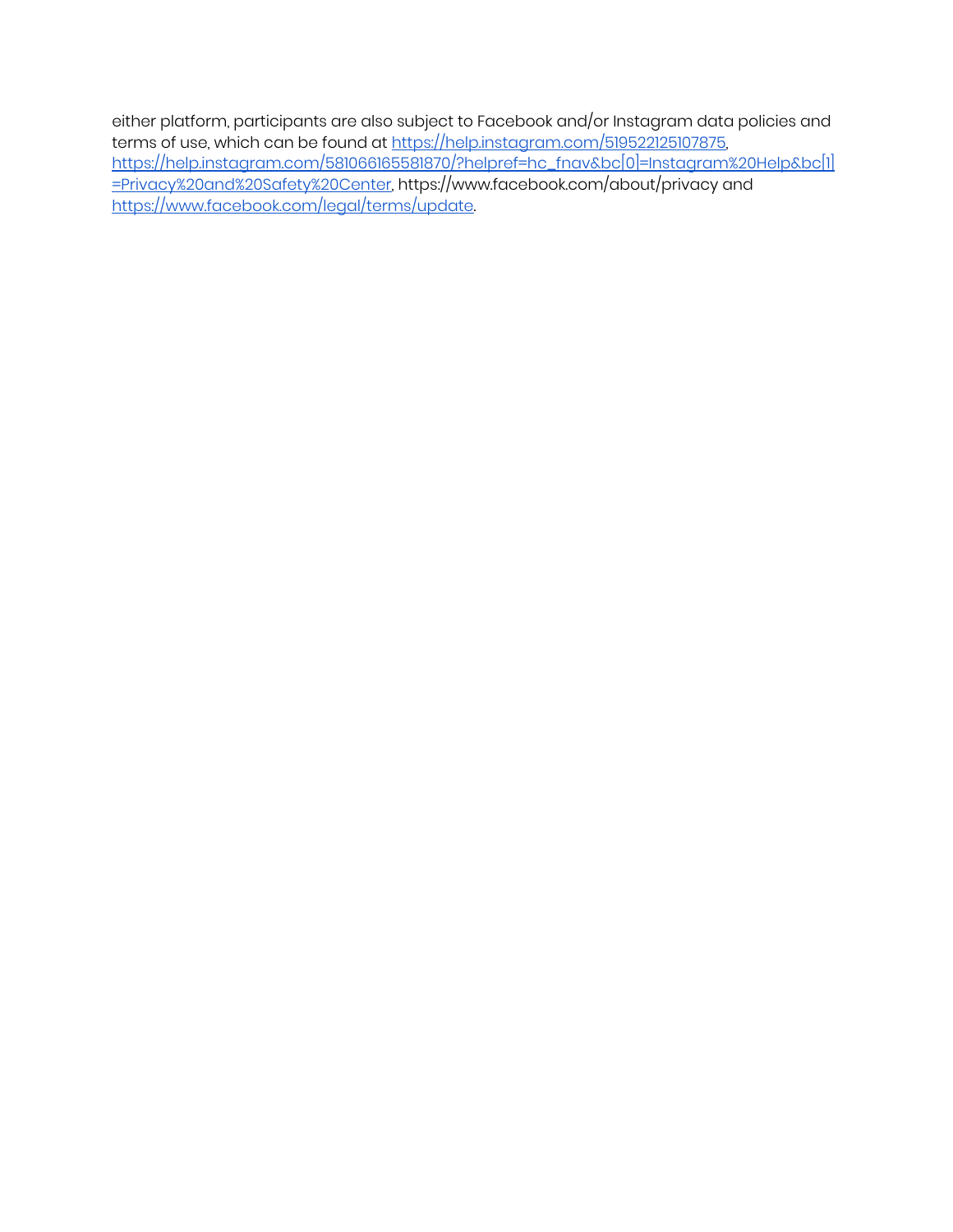either platform, participants are also subject to Facebook and/or Instagram data policies and terms of use, which can be found at https://help.instagram.com/519522125107875, https://help.instagram.com/581066165581870/?helpref=hc_fnav&bc[0]=Instagram%20Help&bc[1]=Privacy%20and%20Safety%20Center, https://www.facebook.com/about/privacy and https://www.facebook.com/legal/terms/update.